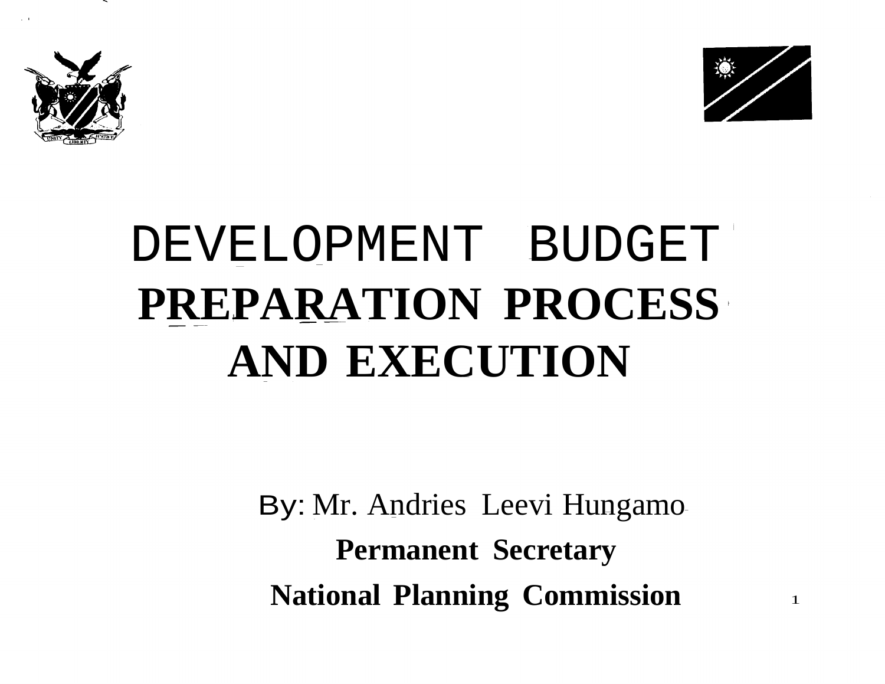# DEVELOPMENT BUDGET PREPARATION PROCESS AND EXECUTION

By: Mr. Andries Leevi Hungamo

**Permanent Secretary**

**National Planning Commission**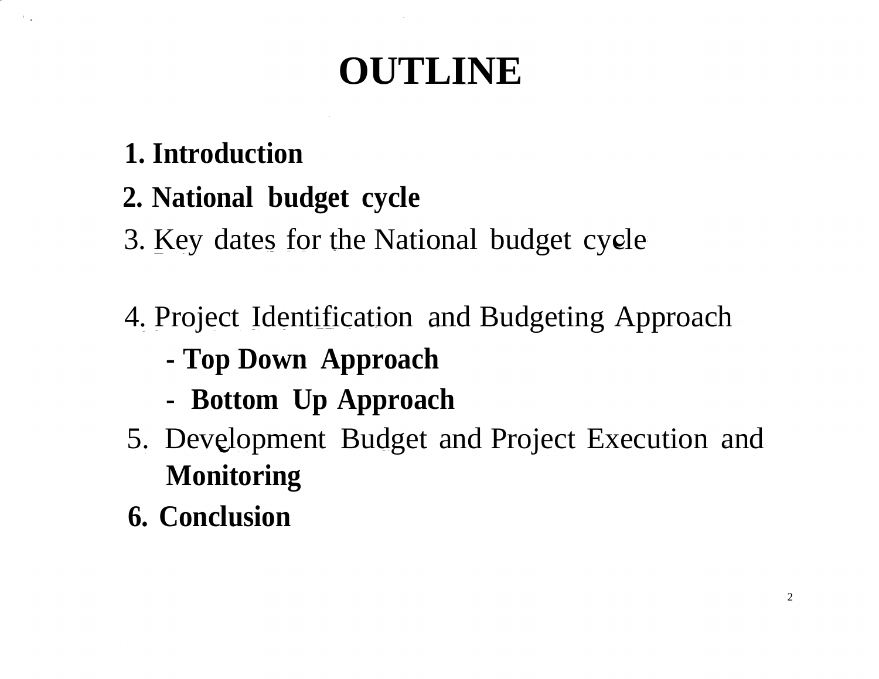# OUTLINE

1. **Introduction**
2. **National budget cycle**
3. Key dates for the National budget cycle

4. Project Identification and Budgeting Approach
   - **Top Down Approach**
   - **Bottom Up Approach**
5. Development Budget and Project Execution and **Monitoring**
6. **Conclusion**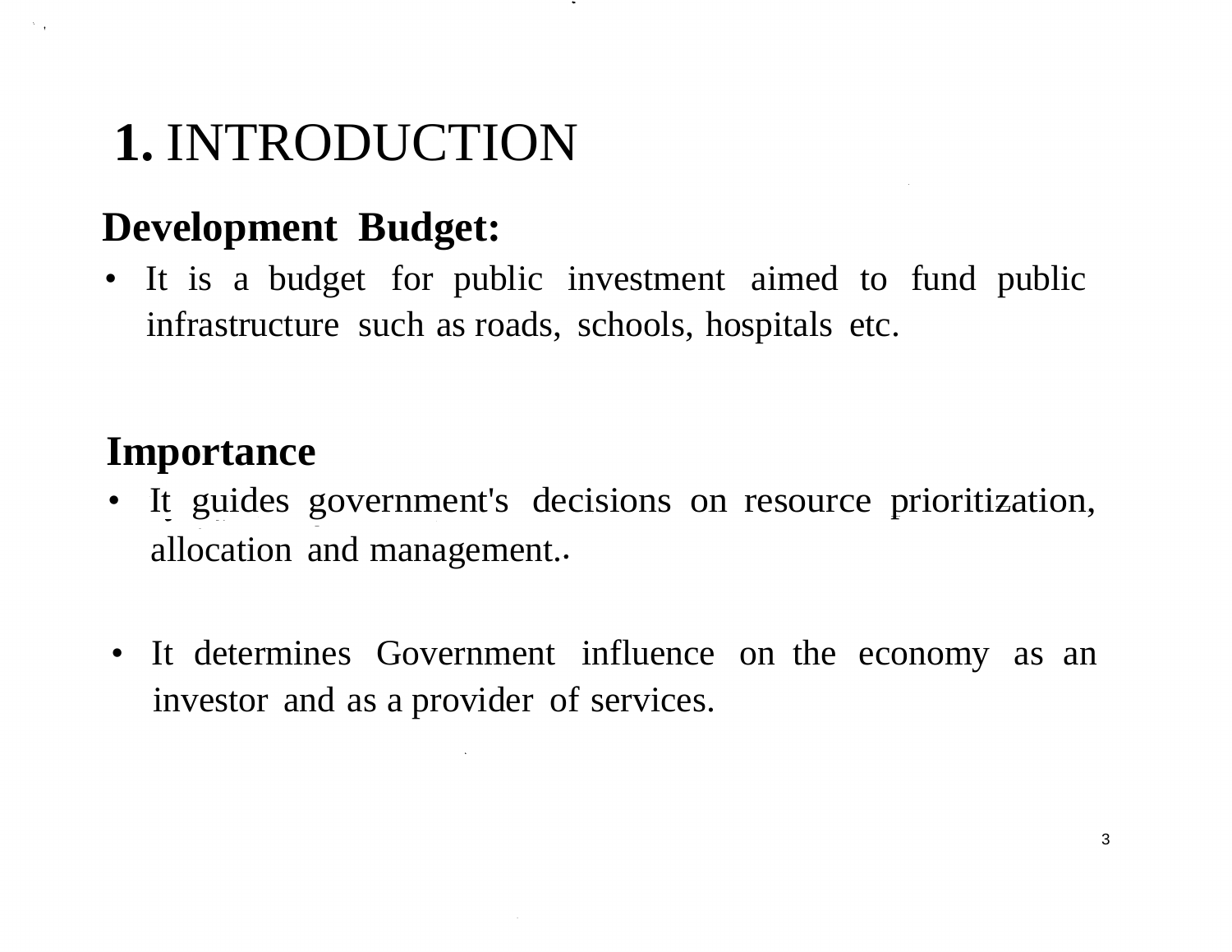# 1. INTRODUCTION

**Development Budget:**

- It is a budget for public investment aimed to fund public infrastructure such as roads, schools, hospitals etc.

**Importance**

- It guides government's decisions on resource prioritization, allocation and management..

- It determines Government influence on the economy as an investor and as a provider of services.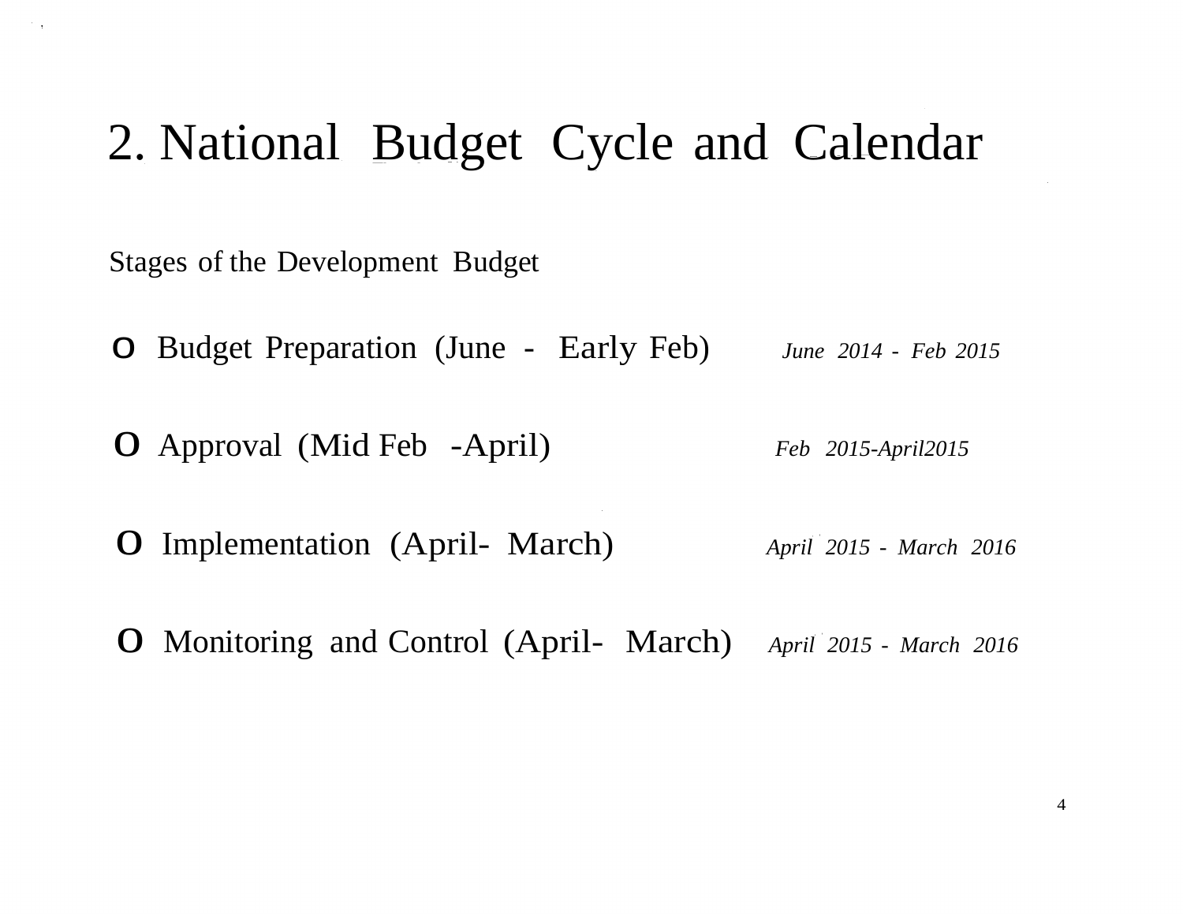# 2. National Budget Cycle and Calendar

Stages of the Development Budget

- Budget Preparation (June - Early Feb) *June 2014 - Feb 2015*
- Approval (Mid Feb -April) *Feb 2015-April2015*
- Implementation (April- March) *April 2015 - March 2016*
- Monitoring and Control (April- March) *April 2015 - March 2016*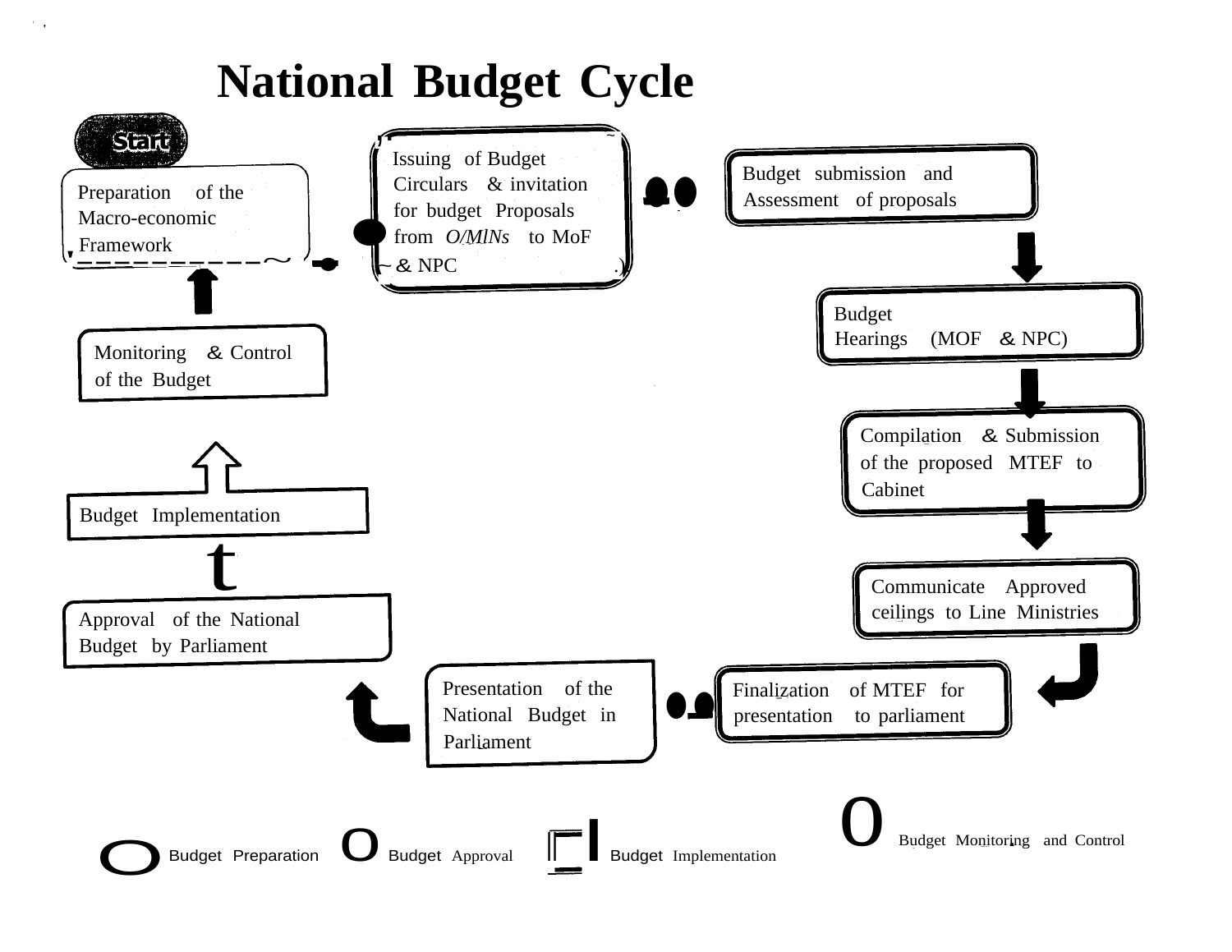# National Budget Cycle

Start

Preparation of the Macro-economic Framework

Issuing of Budget Circulars & invitation for budget Proposals from O/MINs to MoF & NPC

Budget submission and Assessment of proposals

Budget Hearings (MOF & NPC)

Compilation & Submission of the proposed MTEF to Cabinet

Communicate Approved ceilings to Line Ministries

Finalization of MTEF for presentation to parliament

Presentation of the National Budget in Parliament

Approval of the National Budget by Parliament

Budget Implementation

Monitoring & Control of the Budget

Budget Preparation | Budget Approval | Budget Implementation | Budget Monitoring and Control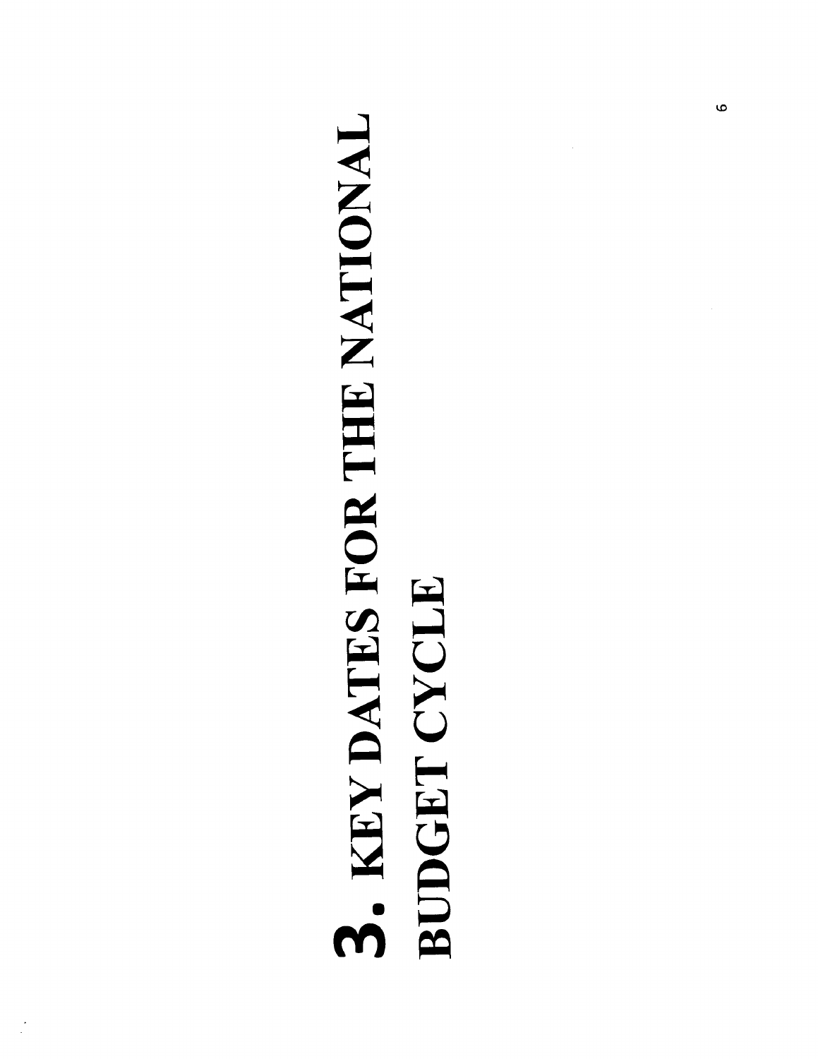# 3. KEY DATES FOR THE NATIONAL BUDGET CYCLE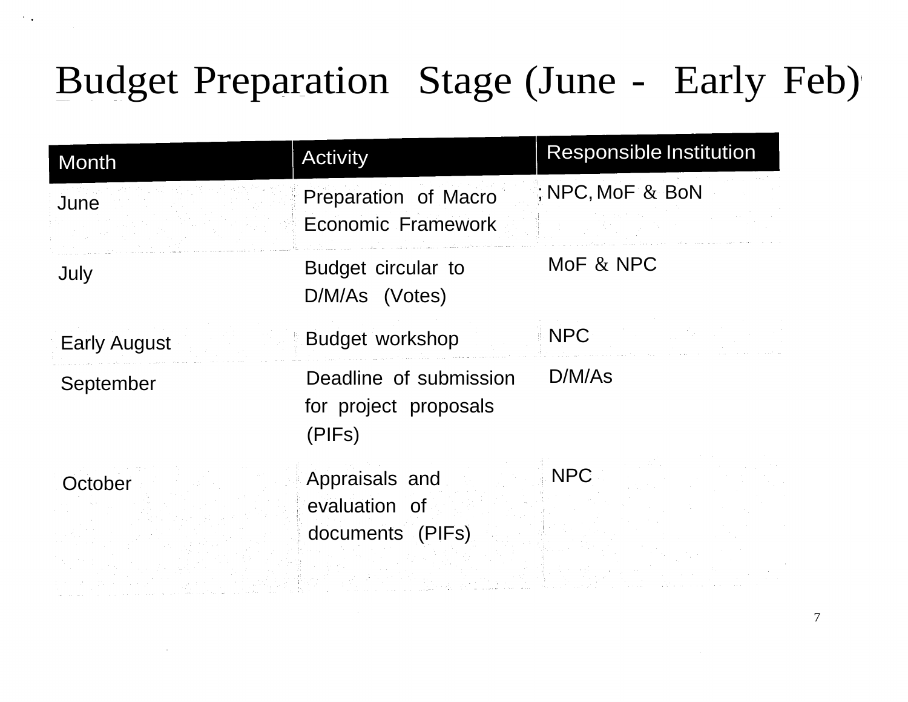# Budget Preparation Stage (June - Early Feb)

| Month | Activity | Responsible Institution |
| --- | --- | --- |
| June | Preparation of Macro Economic Framework | NPC, MoF & BoN |
| July | Budget circular to D/M/As (Votes) | MoF & NPC |
| Early August | Budget workshop | NPC |
| September | Deadline of submission for project proposals (PIFs) | D/M/As |
| October | Appraisals and evaluation of documents (PIFs) | NPC |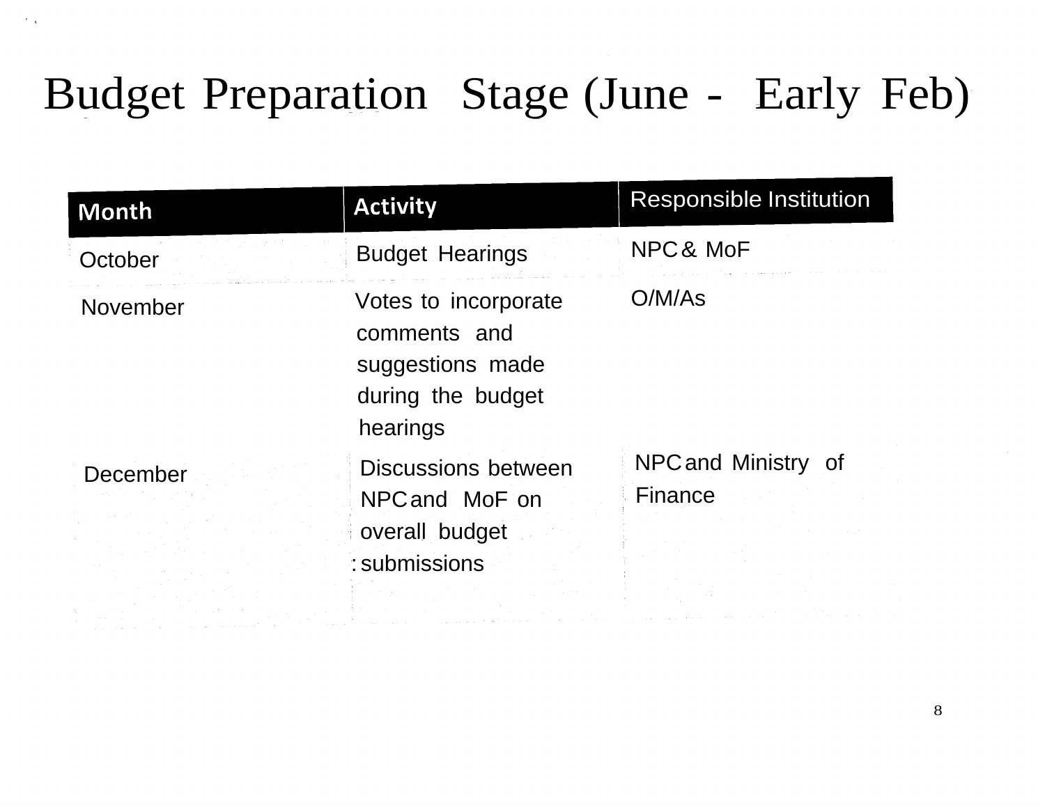# Budget Preparation Stage (June - Early Feb)

| Month | Activity | Responsible Institution |
|---|---|---|
| October | Budget Hearings | NPC & MoF |
| November | Votes to incorporate comments and suggestions made during the budget hearings | O/M/As |
| December | Discussions between NPC and MoF on overall budget submissions | NPC and Ministry of Finance |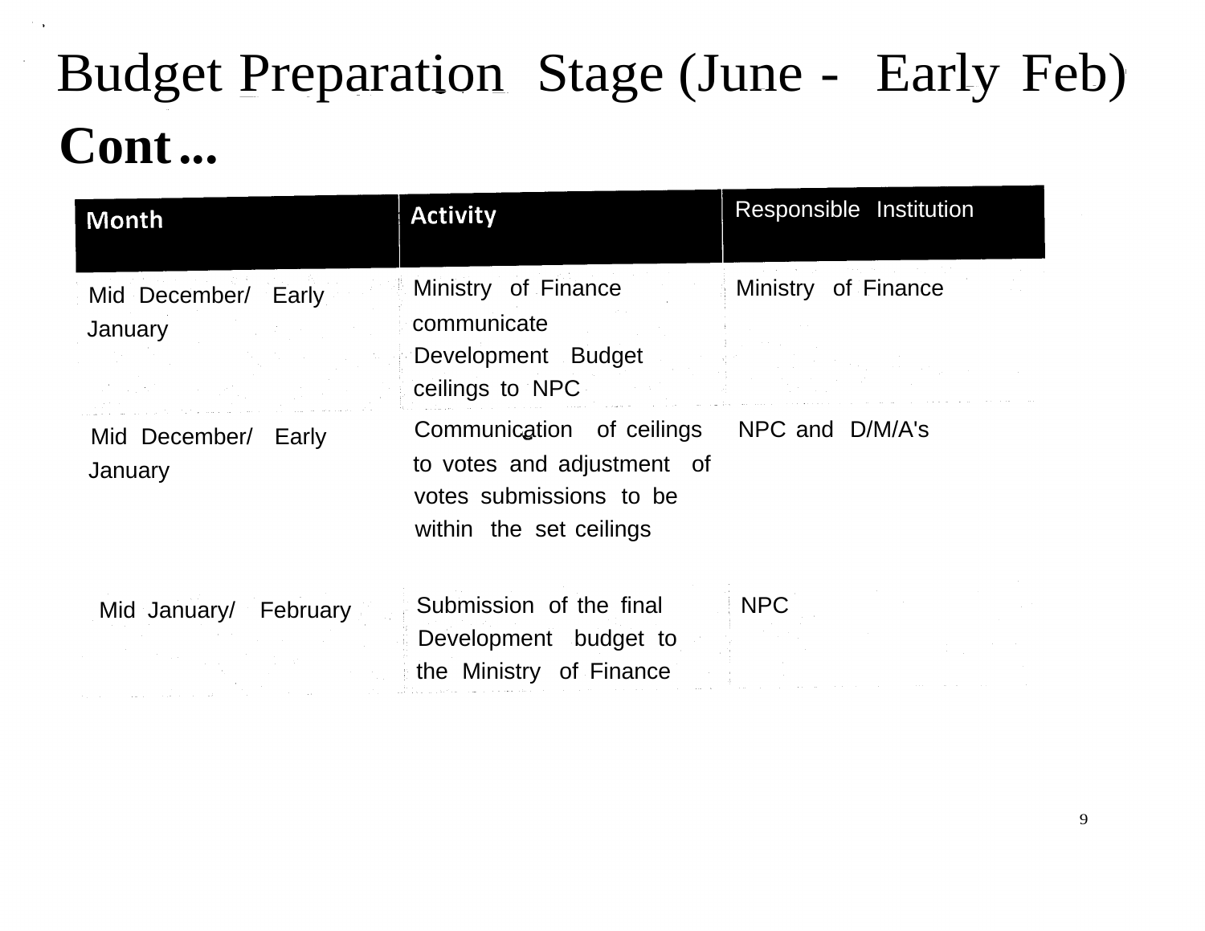# Budget Preparation Stage (June - Early Feb) Cont...

| Month | Activity | Responsible Institution |
|---|---|---|
| Mid December/ Early January | Ministry of Finance communicate Development Budget ceilings to NPC | Ministry of Finance |
| Mid December/ Early January | Communication of ceilings to votes and adjustment of votes submissions to be within the set ceilings | NPC and D/M/A's |
| Mid January/ February | Submission of the final Development budget to the Ministry of Finance | NPC |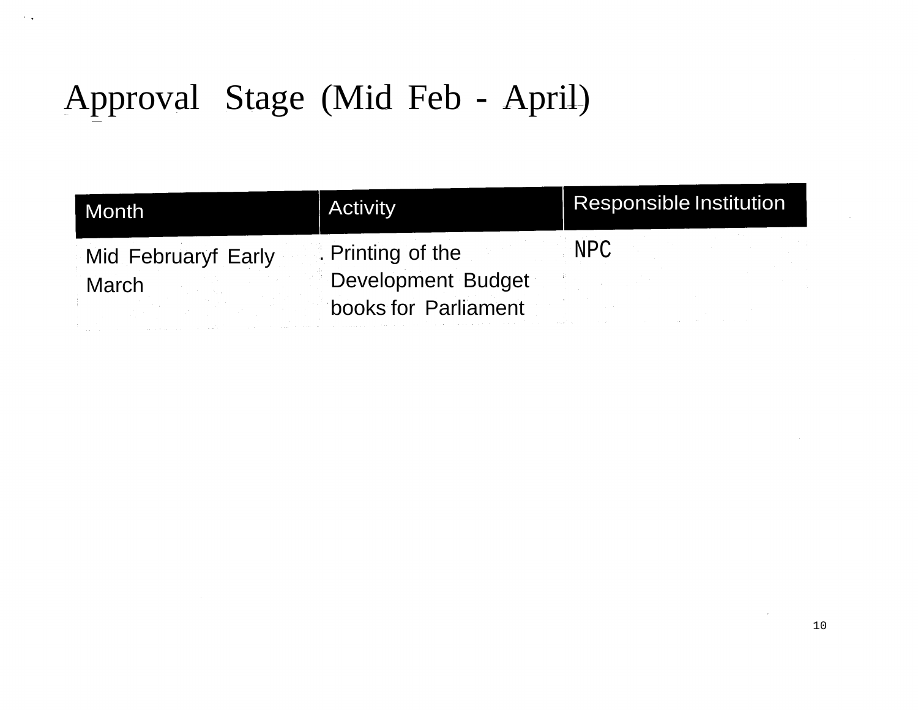# Approval Stage (Mid Feb - April)

| Month | Activity | Responsible Institution |
|---|---|---|
| Mid Februaryf Early March | . Printing of the Development Budget books for Parliament | NPC |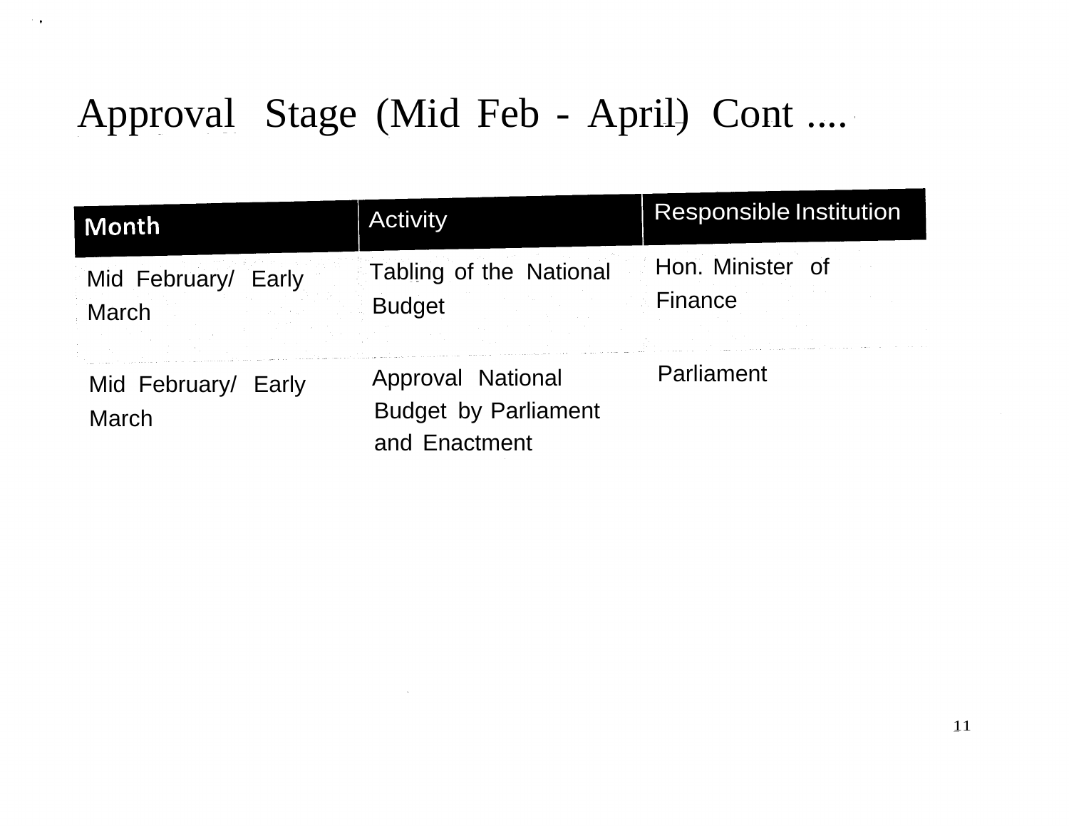# Approval Stage (Mid Feb - April) Cont ....

| Month | Activity | Responsible Institution |
| --- | --- | --- |
| Mid February/ Early March | Tabling of the National Budget | Hon. Minister of Finance |
| Mid February/ Early March | Approval National Budget by Parliament and Enactment | Parliament |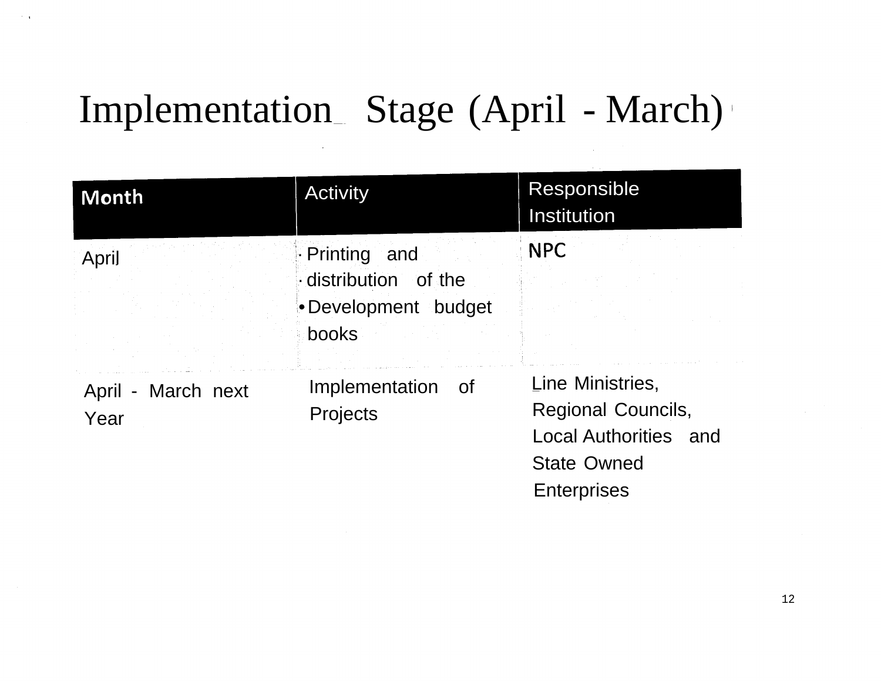# Implementation Stage (April - March)

| Month | Activity | Responsible Institution |
| --- | --- | --- |
| April | • Printing and<br>• distribution of the<br>• Development budget books | NPC |
| April - March next Year | Implementation of Projects | Line Ministries, Regional Councils, Local Authorities and State Owned Enterprises |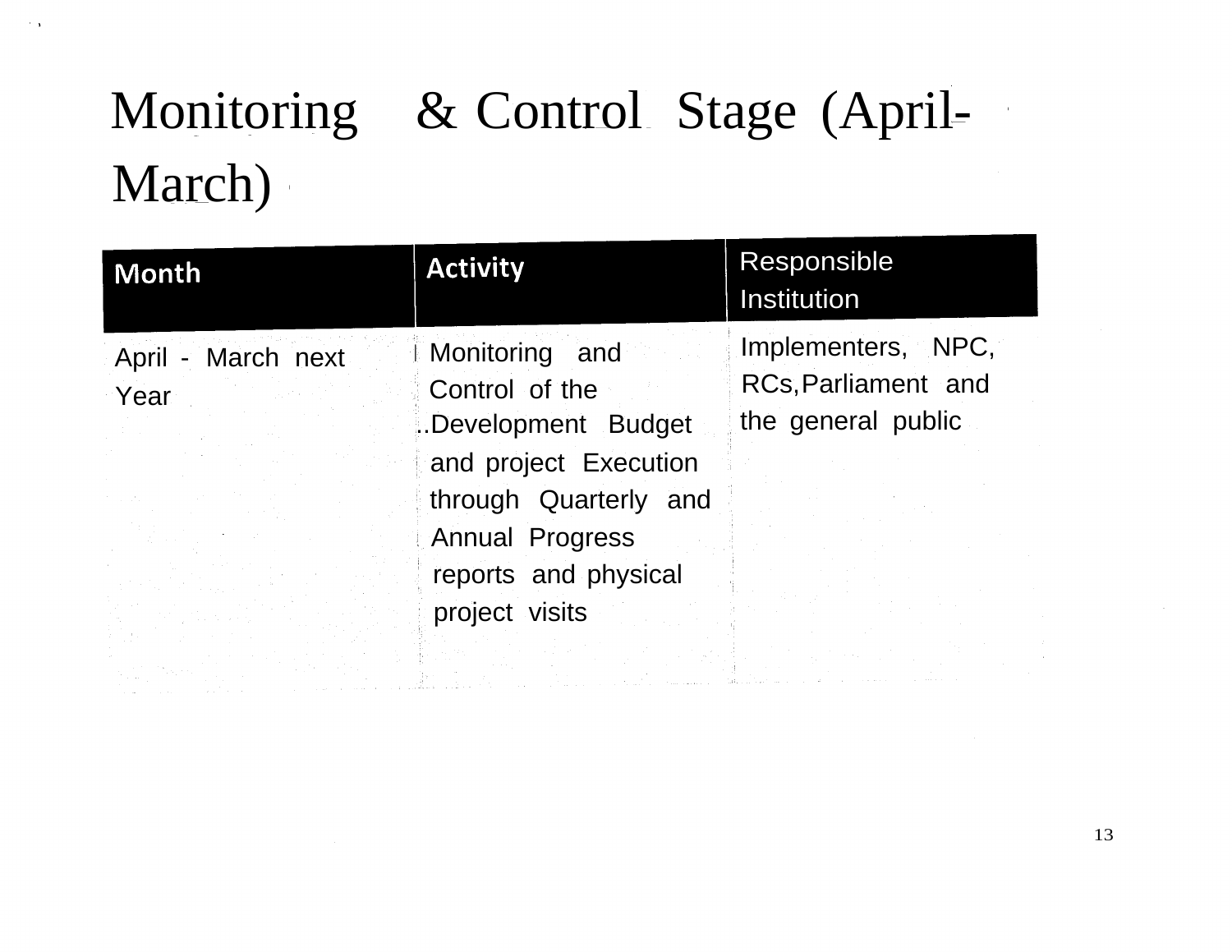# Monitoring & Control Stage (April-March)

| Month | Activity | Responsible Institution |
|---|---|---|
| April - March next Year | Monitoring and Control of the Development Budget and project Execution through Quarterly and Annual Progress reports and physical project visits | Implementers, NPC, RCs, Parliament and the general public |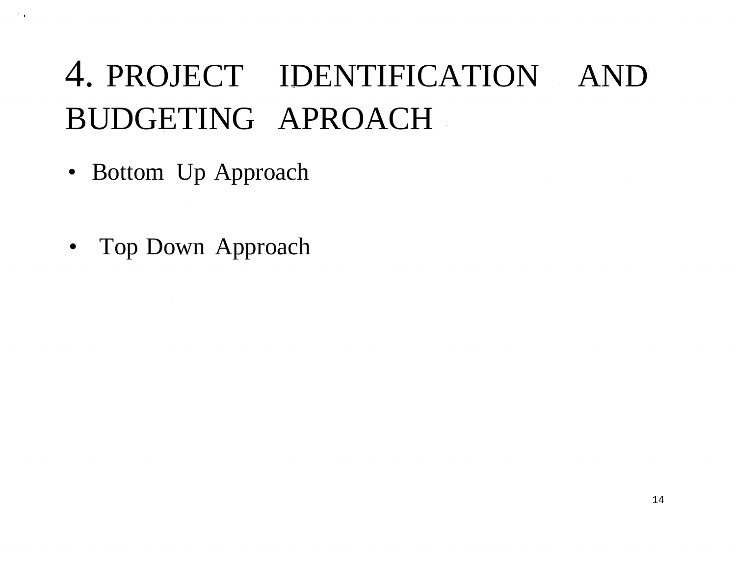# 4. PROJECT IDENTIFICATION AND BUDGETING APROACH

- Bottom Up Approach

- Top Down Approach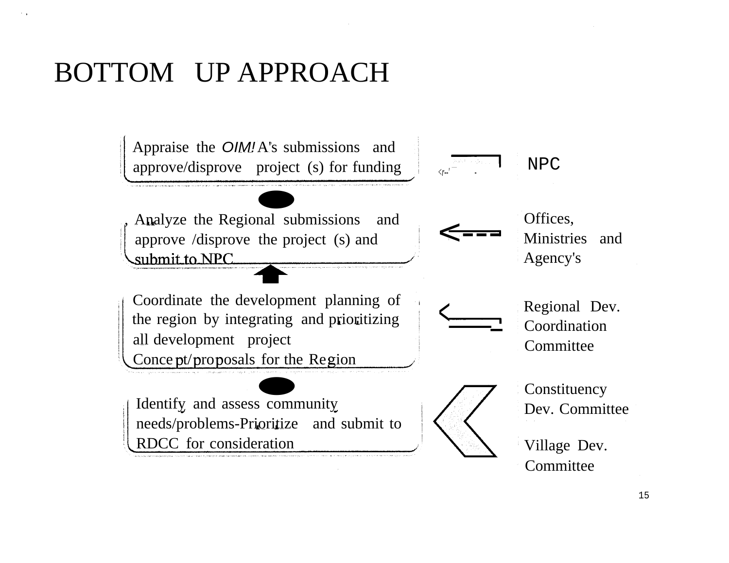# BOTTOM UP APPROACH

| Process | Level |
| --- | --- |
| Appraise the OIM! A's submissions and approve/disprove project (s) for funding | NPC |
| Analyze the Regional submissions and approve /disprove the project (s) and submit to NPC | Offices, Ministries and Agency's |
| Coordinate the development planning of the region by integrating and prioritizing all development project Concept/proposals for the Region | Regional Dev. Coordination Committee |
| Identify and assess community needs/problems-Prioritize and submit to RDCC for consideration | Constituency Dev. Committee<br>Village Dev. Committee |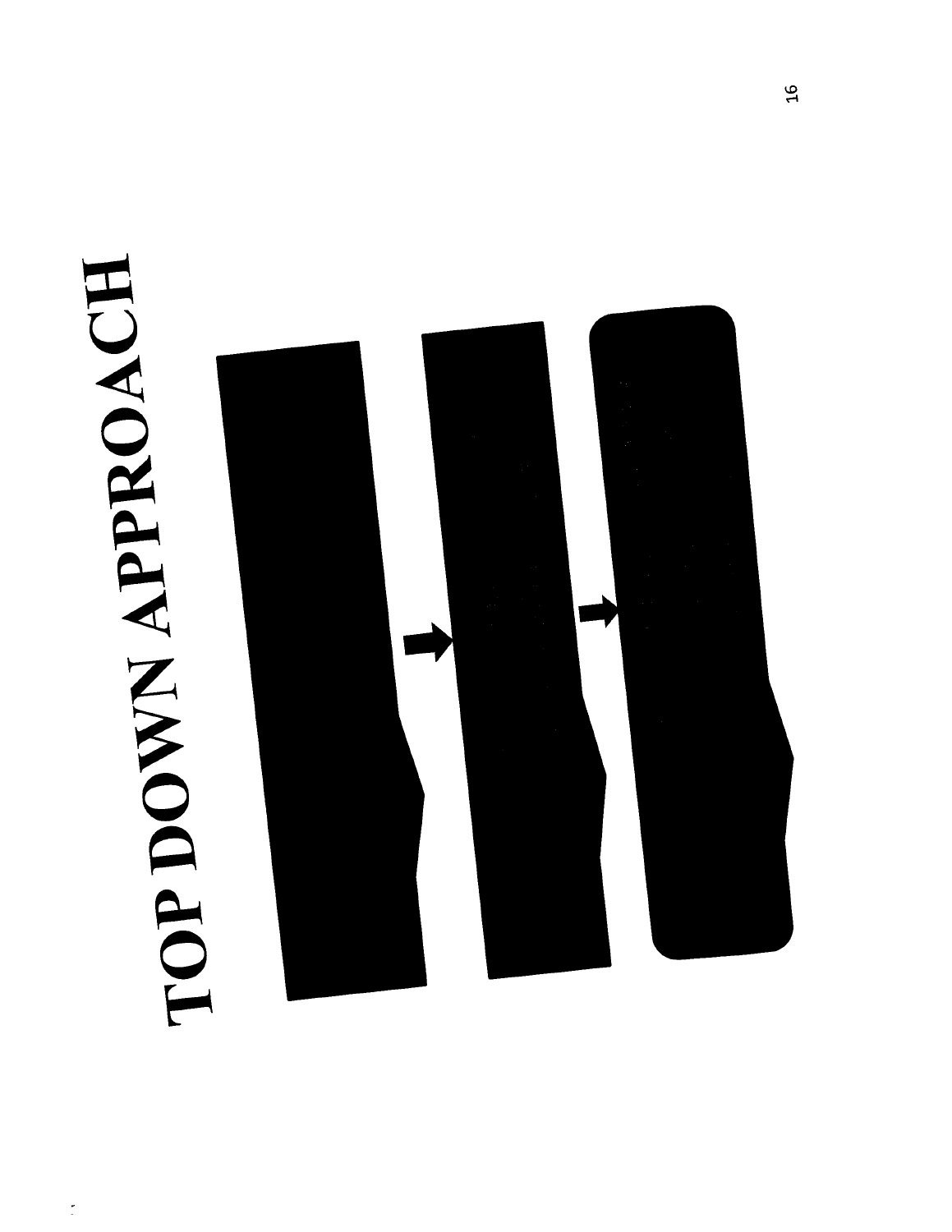# TOP DOWN APPROACH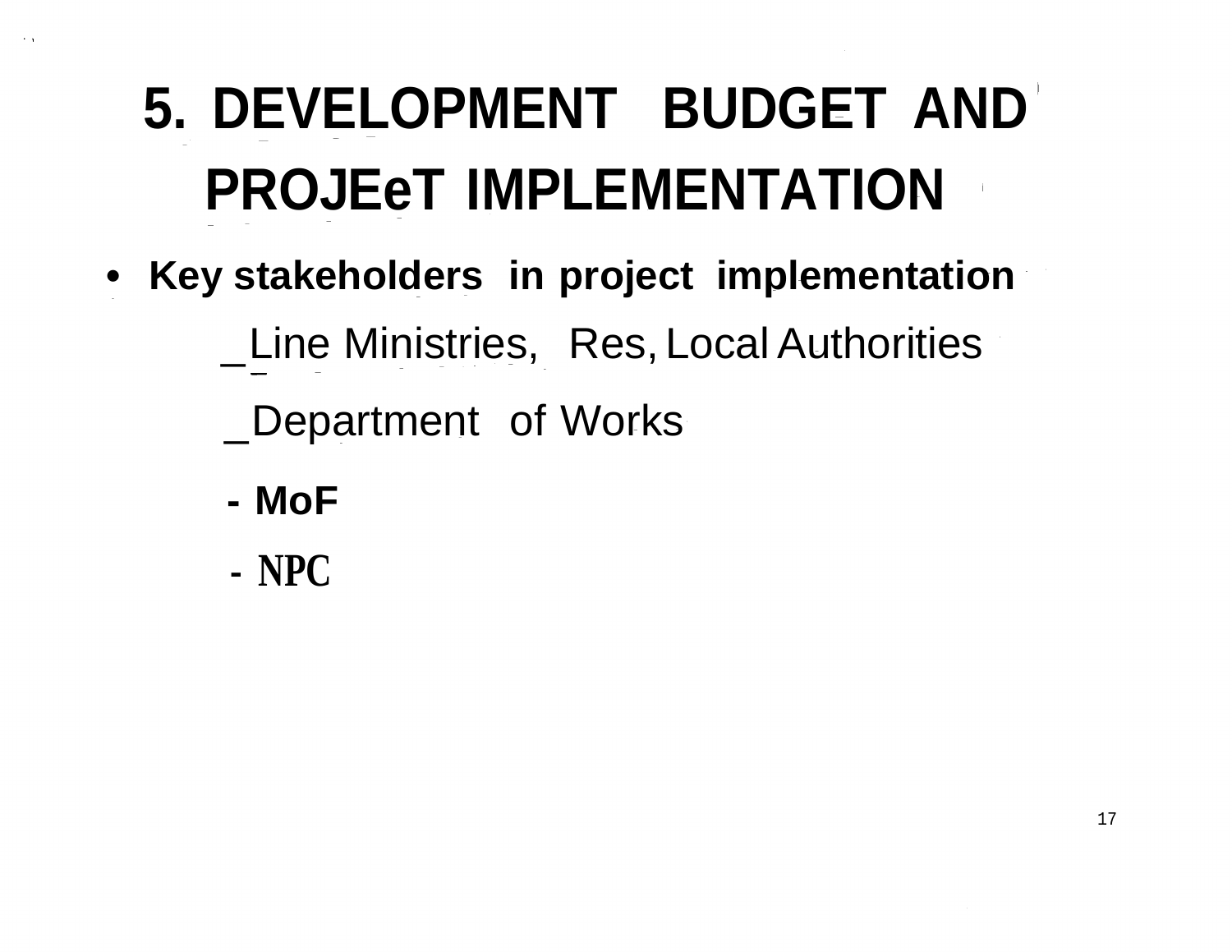# 5. DEVELOPMENT BUDGET AND PROJEeT IMPLEMENTATION

- **Key stakeholders in project implementation**
  - _Line Ministries, Res, Local Authorities
  - _Department of Works
  - **- MoF**
  - **- NPC**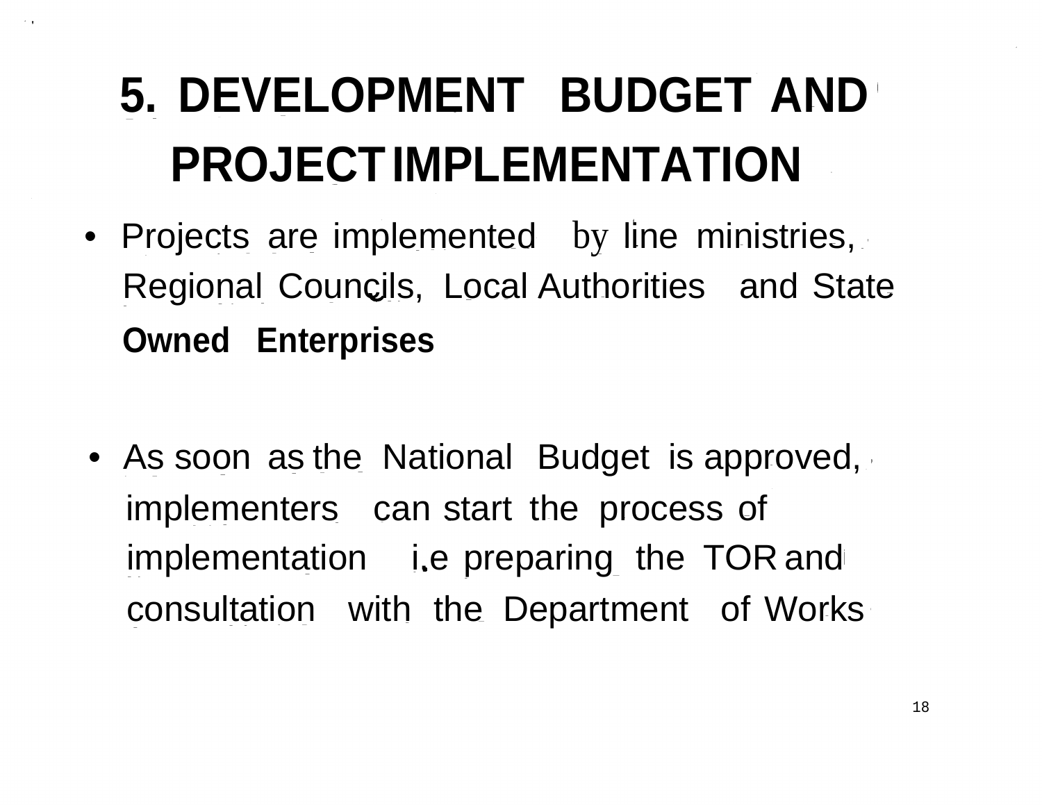# 5. DEVELOPMENT BUDGET AND PROJECT IMPLEMENTATION

- Projects are implemented by line ministries, Regional Councils, Local Authorities and State **Owned Enterprises**

- As soon as the National Budget is approved, implementers can start the process of implementation i.e preparing the TOR and consultation with the Department of Works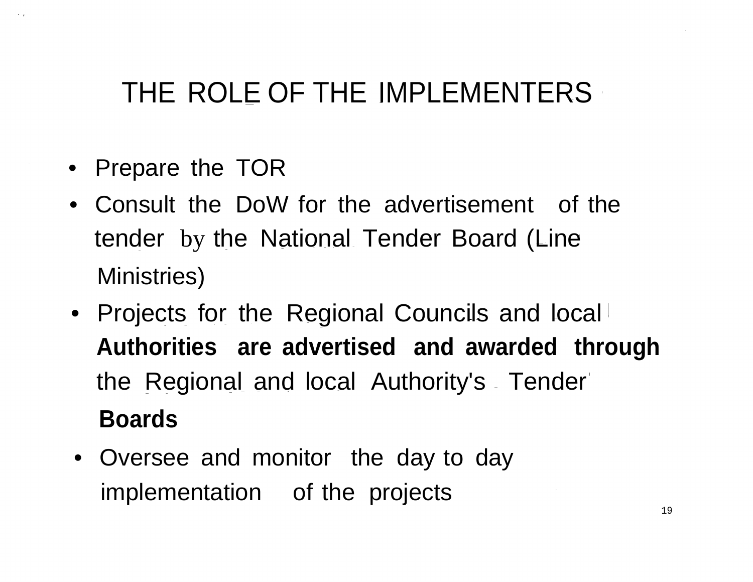# THE ROLE OF THE IMPLEMENTERS

- Prepare the TOR
- Consult the DoW for the advertisement of the tender by the National Tender Board (Line Ministries)
- Projects for the Regional Councils and local **Authorities are advertised and awarded through** the Regional and local Authority's Tender **Boards**
- Oversee and monitor the day to day implementation of the projects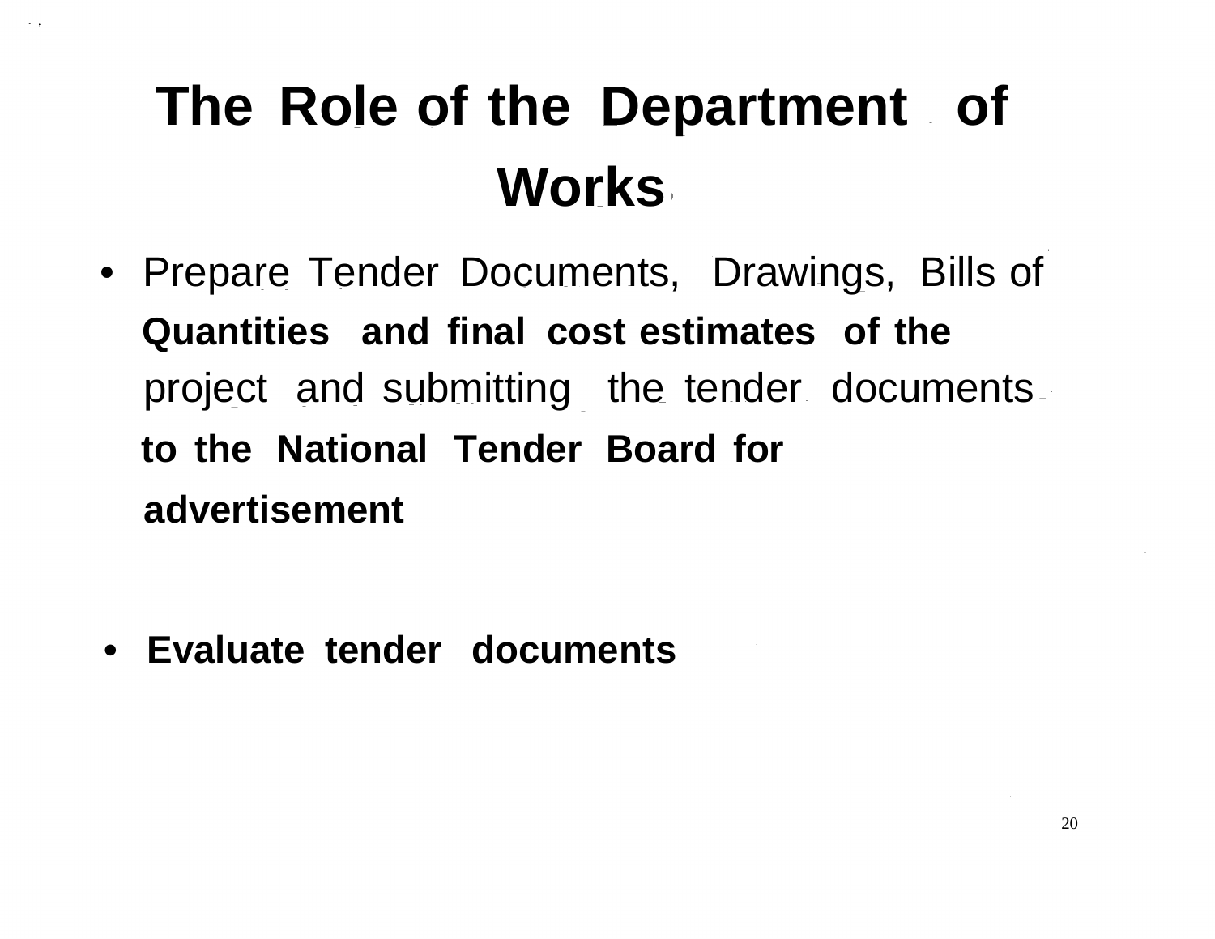# The Role of the Department of Works

- Prepare Tender Documents, Drawings, Bills of **Quantities and final cost estimates of the** project and submitting the tender documents **to the National Tender Board for advertisement**

- **Evaluate tender documents**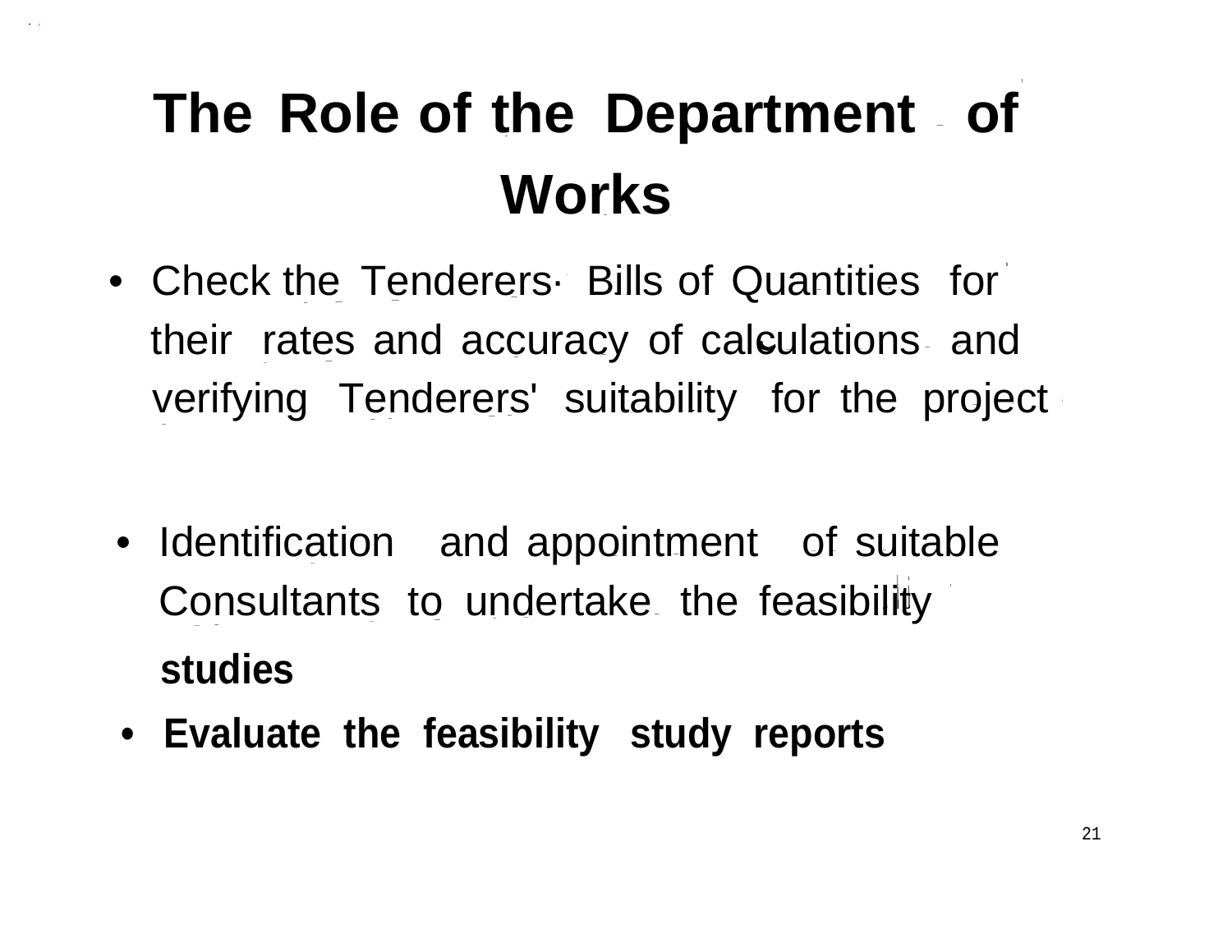# The Role of the Department of Works

- Check the Tenderers· Bills of Quantities for their rates and accuracy of calculations and verifying Tenderers' suitability for the project

- Identification and appointment of suitable Consultants to undertake the feasibility **studies**
- **Evaluate the feasibility study reports**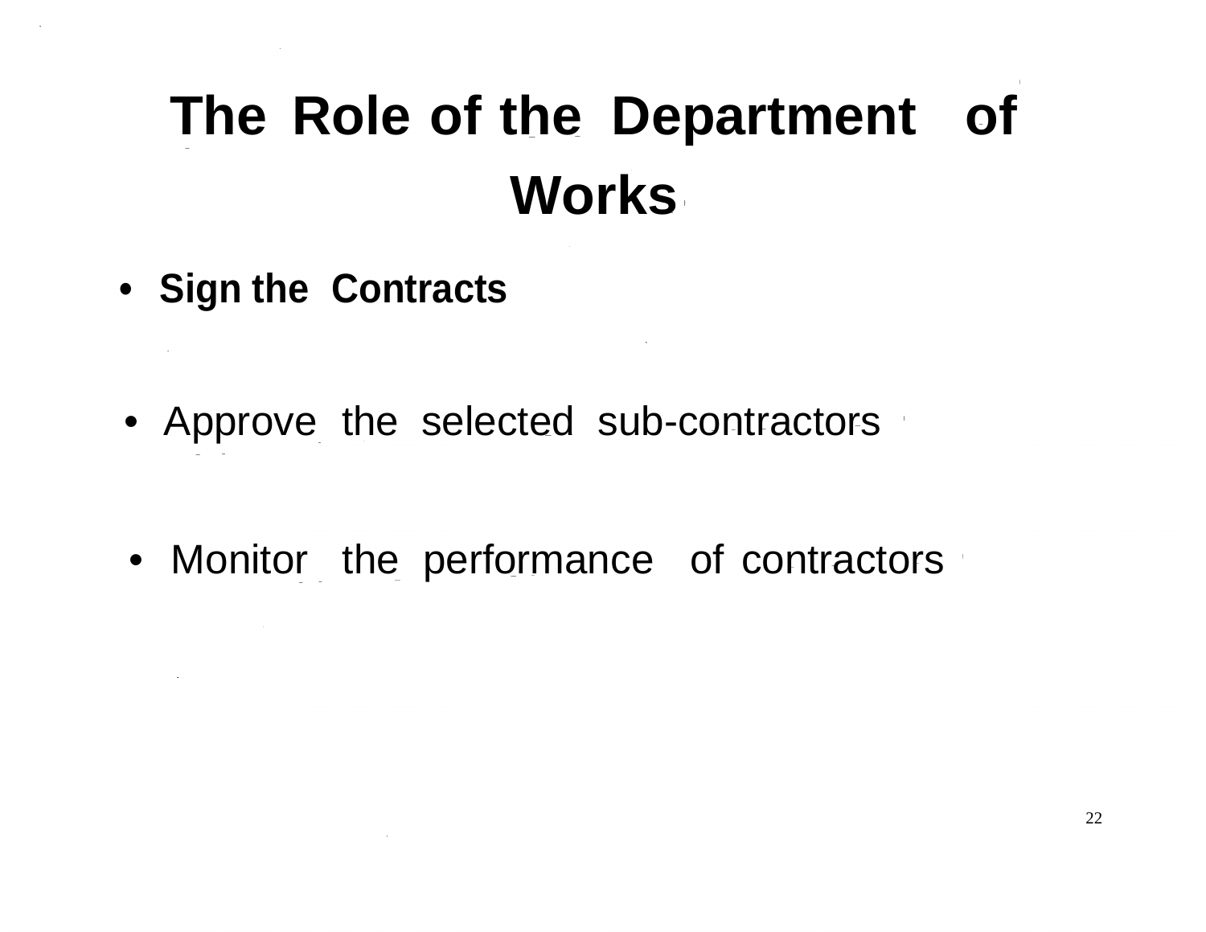# The Role of the Department of Works

- **Sign the Contracts**

- Approve the selected sub-contractors

- Monitor the performance of contractors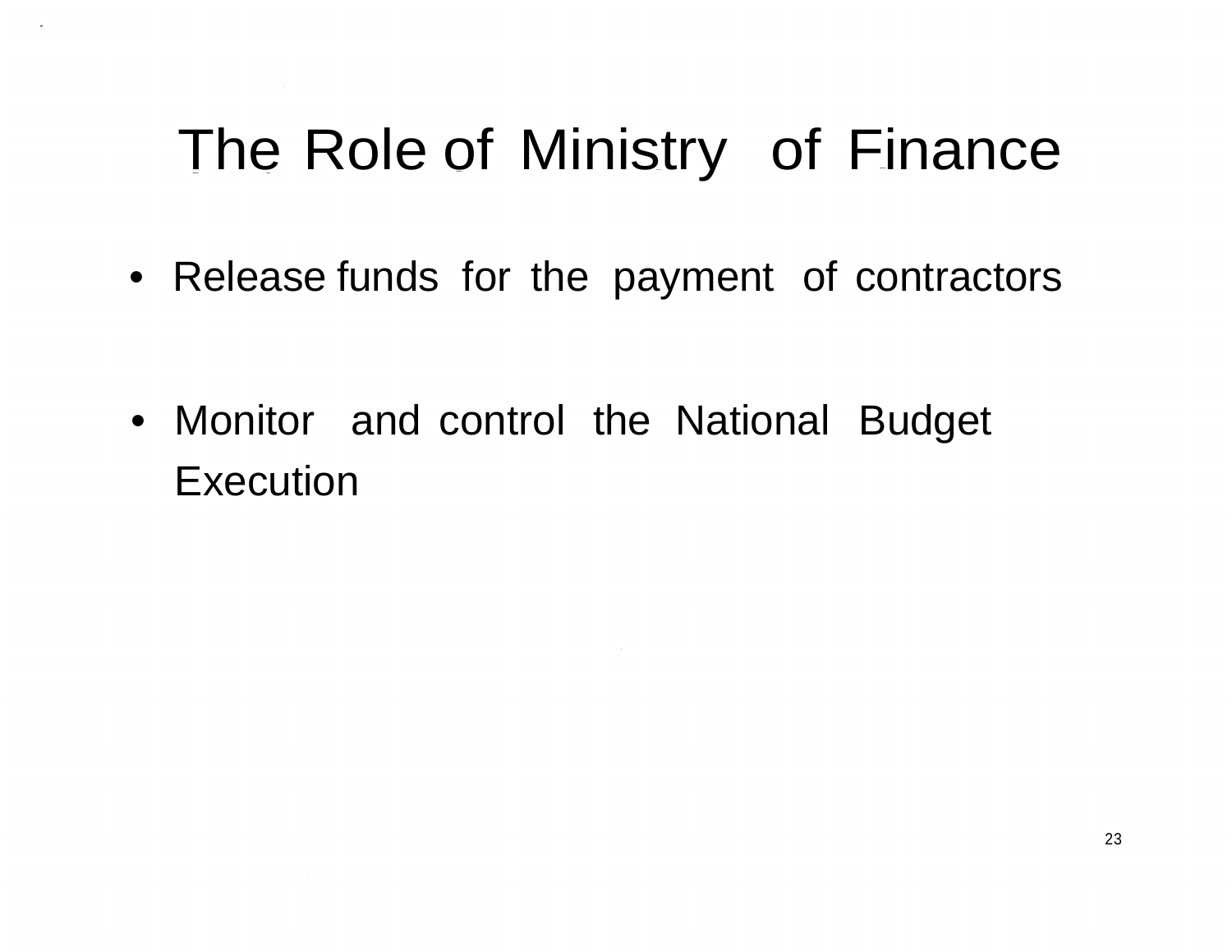# The Role of Ministry of Finance

- Release funds for the payment of contractors
- Monitor and control the National Budget Execution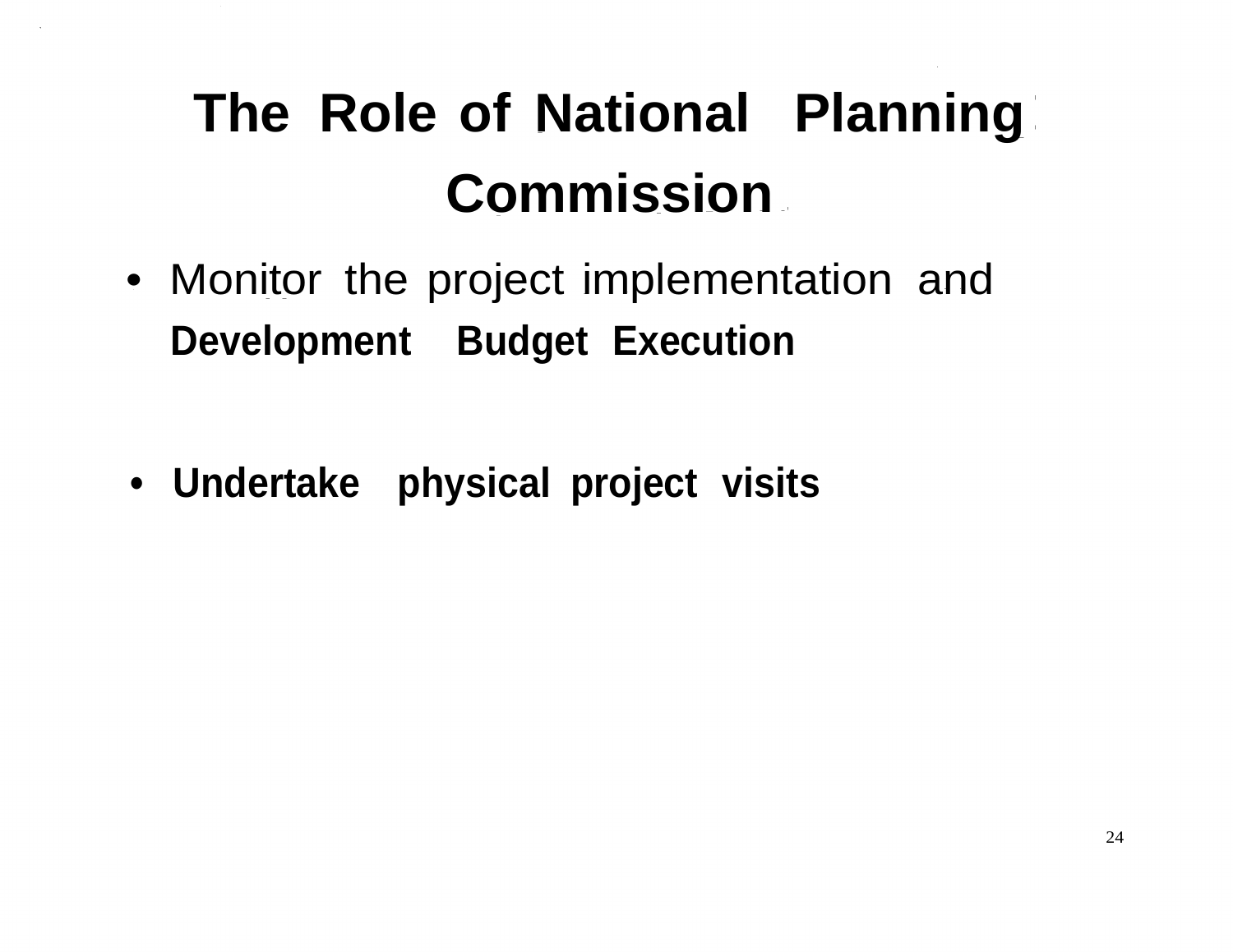# The Role of National Planning Commission

- Monitor the project implementation and **Development Budget Execution**

- **Undertake physical project visits**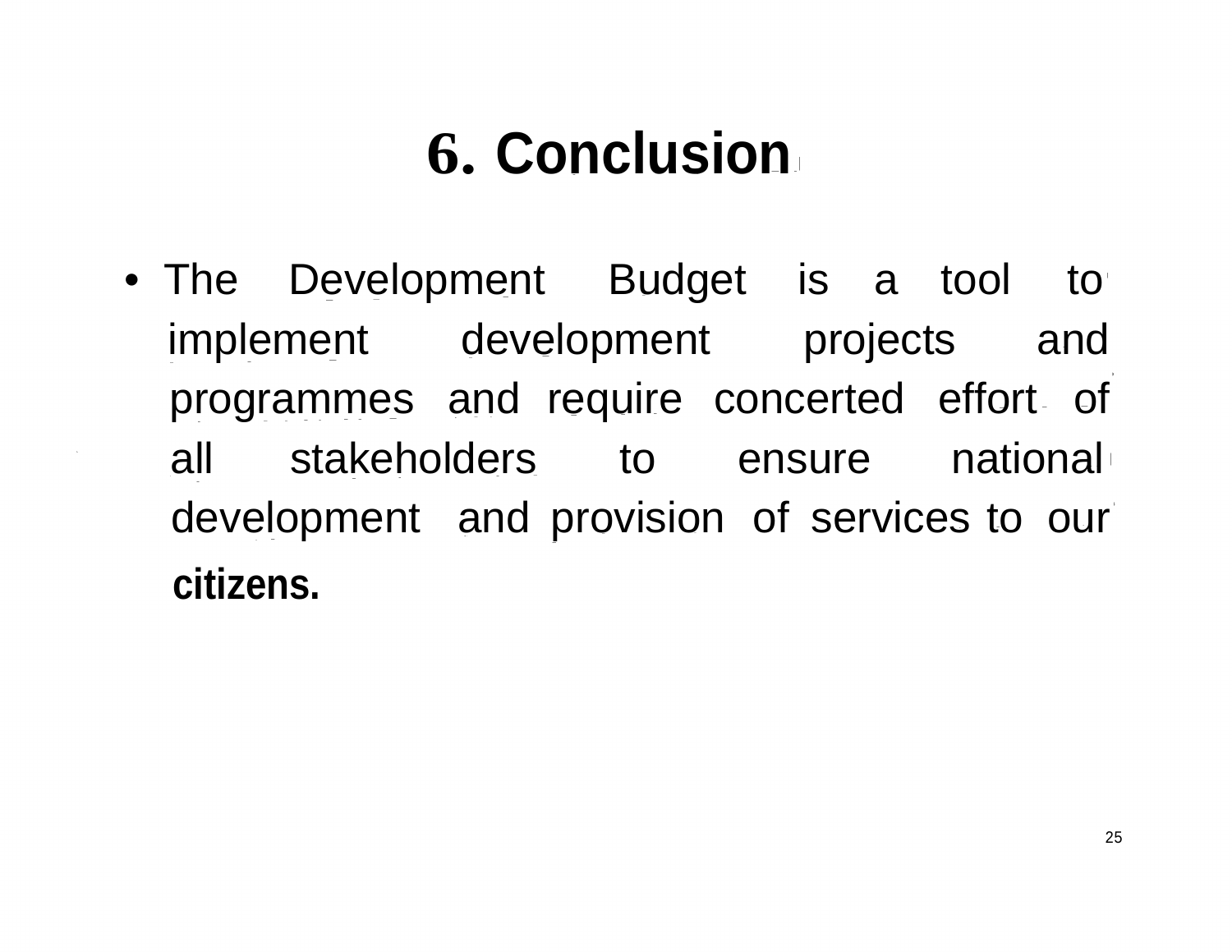# 6. Conclusion

- The Development Budget is a tool to implement development projects and programmes and require concerted effort of all stakeholders to ensure national development and provision of services to our **citizens.**